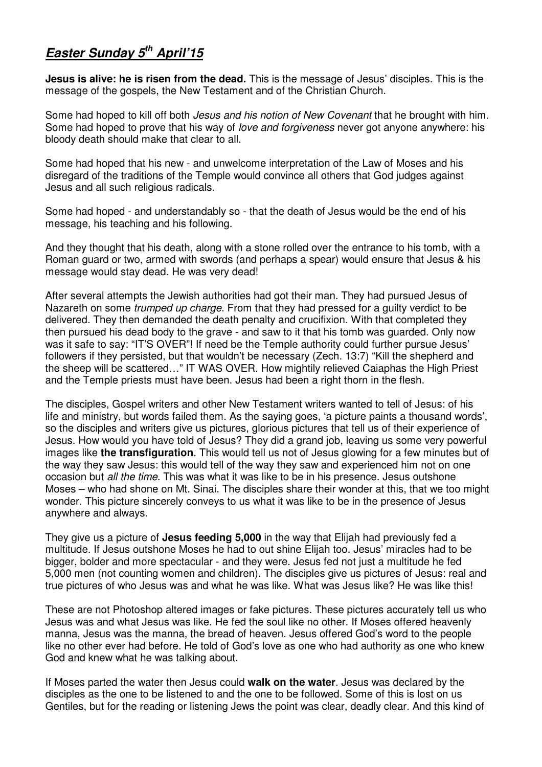## ***Easter Sunday 5th April'15***

**Jesus is alive: he is risen from the dead.** This is the message of Jesus' disciples. This is the message of the gospels, the New Testament and of the Christian Church.

Some had hoped to kill off both *Jesus and his notion of New Covenant* that he brought with him. Some had hoped to prove that his way of *love and forgiveness* never got anyone anywhere: his bloody death should make that clear to all.

Some had hoped that his new - and unwelcome interpretation of the Law of Moses and his disregard of the traditions of the Temple would convince all others that God judges against Jesus and all such religious radicals.

Some had hoped - and understandably so - that the death of Jesus would be the end of his message, his teaching and his following.

And they thought that his death, along with a stone rolled over the entrance to his tomb, with a Roman guard or two, armed with swords (and perhaps a spear) would ensure that Jesus & his message would stay dead. He was very dead!

After several attempts the Jewish authorities had got their man. They had pursued Jesus of Nazareth on some *trumped up charge*. From that they had pressed for a guilty verdict to be delivered. They then demanded the death penalty and crucifixion. With that completed they then pursued his dead body to the grave - and saw to it that his tomb was guarded. Only now was it safe to say: "IT'S OVER"! If need be the Temple authority could further pursue Jesus' followers if they persisted, but that wouldn't be necessary (Zech. 13:7) "Kill the shepherd and the sheep will be scattered…" IT WAS OVER. How mightily relieved Caiaphas the High Priest and the Temple priests must have been. Jesus had been a right thorn in the flesh.

The disciples, Gospel writers and other New Testament writers wanted to tell of Jesus: of his life and ministry, but words failed them. As the saying goes, 'a picture paints a thousand words', so the disciples and writers give us pictures, glorious pictures that tell us of their experience of Jesus. How would you have told of Jesus? They did a grand job, leaving us some very powerful images like **the transfiguration**. This would tell us not of Jesus glowing for a few minutes but of the way they saw Jesus: this would tell of the way they saw and experienced him not on one occasion but *all the time*. This was what it was like to be in his presence. Jesus outshone Moses – who had shone on Mt. Sinai. The disciples share their wonder at this, that we too might wonder. This picture sincerely conveys to us what it was like to be in the presence of Jesus anywhere and always.

They give us a picture of **Jesus feeding 5,000** in the way that Elijah had previously fed a multitude. If Jesus outshone Moses he had to out shine Elijah too. Jesus' miracles had to be bigger, bolder and more spectacular - and they were. Jesus fed not just a multitude he fed 5,000 men (not counting women and children). The disciples give us pictures of Jesus: real and true pictures of who Jesus was and what he was like. What was Jesus like? He was like this!

These are not Photoshop altered images or fake pictures. These pictures accurately tell us who Jesus was and what Jesus was like. He fed the soul like no other. If Moses offered heavenly manna, Jesus was the manna, the bread of heaven. Jesus offered God's word to the people like no other ever had before. He told of God's love as one who had authority as one who knew God and knew what he was talking about.

If Moses parted the water then Jesus could **walk on the water**. Jesus was declared by the disciples as the one to be listened to and the one to be followed. Some of this is lost on us Gentiles, but for the reading or listening Jews the point was clear, deadly clear. And this kind of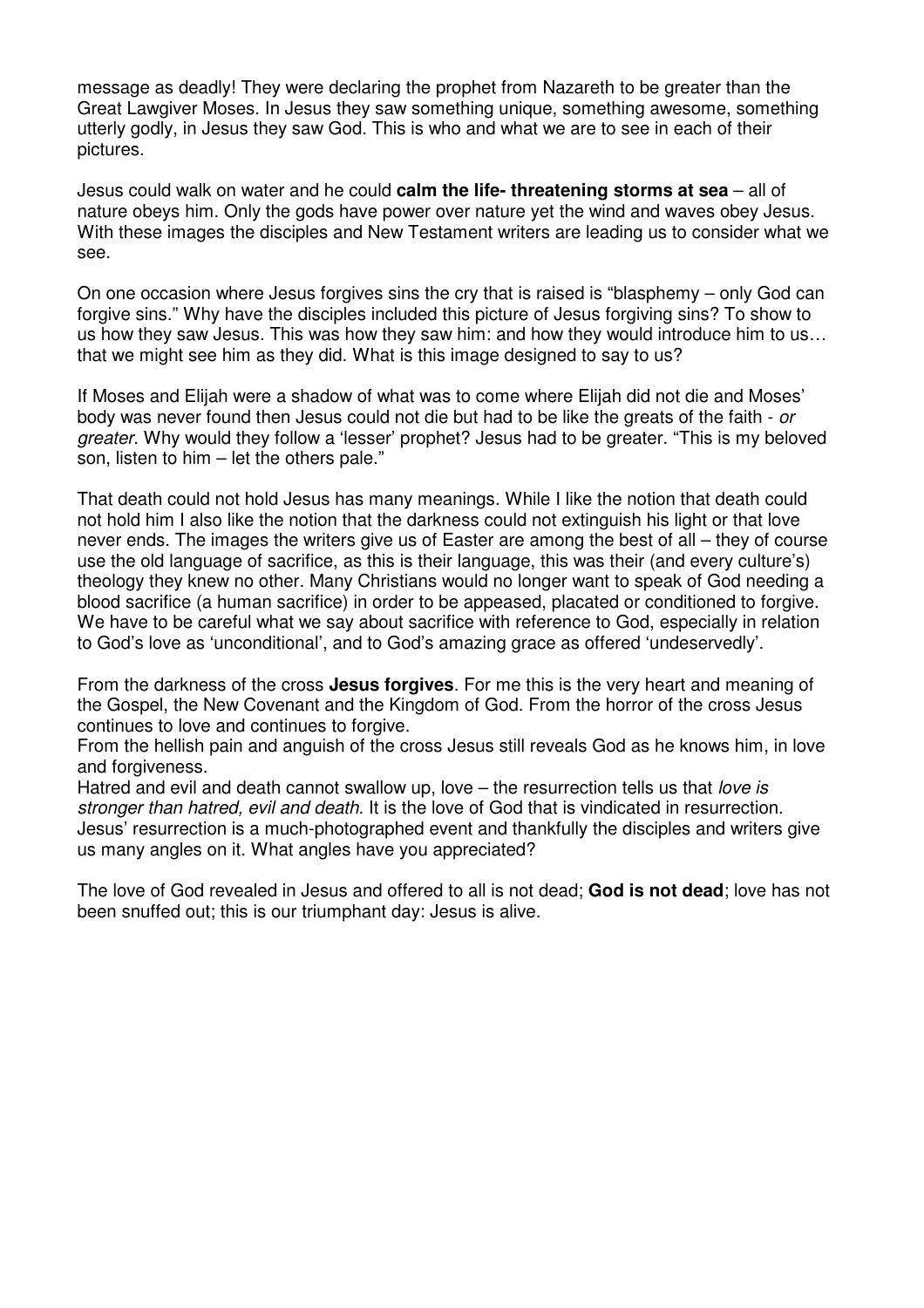message as deadly! They were declaring the prophet from Nazareth to be greater than the Great Lawgiver Moses. In Jesus they saw something unique, something awesome, something utterly godly, in Jesus they saw God. This is who and what we are to see in each of their pictures.

Jesus could walk on water and he could **calm the life- threatening storms at sea** – all of nature obeys him. Only the gods have power over nature yet the wind and waves obey Jesus. With these images the disciples and New Testament writers are leading us to consider what we see.

On one occasion where Jesus forgives sins the cry that is raised is "blasphemy – only God can forgive sins." Why have the disciples included this picture of Jesus forgiving sins? To show to us how they saw Jesus. This was how they saw him: and how they would introduce him to us… that we might see him as they did. What is this image designed to say to us?

If Moses and Elijah were a shadow of what was to come where Elijah did not die and Moses' body was never found then Jesus could not die but had to be like the greats of the faith - *or greater*. Why would they follow a 'lesser' prophet? Jesus had to be greater. "This is my beloved son, listen to him – let the others pale."

That death could not hold Jesus has many meanings. While I like the notion that death could not hold him I also like the notion that the darkness could not extinguish his light or that love never ends. The images the writers give us of Easter are among the best of all – they of course use the old language of sacrifice, as this is their language, this was their (and every culture's) theology they knew no other. Many Christians would no longer want to speak of God needing a blood sacrifice (a human sacrifice) in order to be appeased, placated or conditioned to forgive. We have to be careful what we say about sacrifice with reference to God, especially in relation to God's love as 'unconditional', and to God's amazing grace as offered 'undeservedly'.

From the darkness of the cross **Jesus forgives**. For me this is the very heart and meaning of the Gospel, the New Covenant and the Kingdom of God. From the horror of the cross Jesus continues to love and continues to forgive.
From the hellish pain and anguish of the cross Jesus still reveals God as he knows him, in love and forgiveness.
Hatred and evil and death cannot swallow up, love – the resurrection tells us that *love is stronger than hatred, evil and death*. It is the love of God that is vindicated in resurrection. Jesus' resurrection is a much-photographed event and thankfully the disciples and writers give us many angles on it. What angles have you appreciated?

The love of God revealed in Jesus and offered to all is not dead; **God is not dead**; love has not been snuffed out; this is our triumphant day: Jesus is alive.